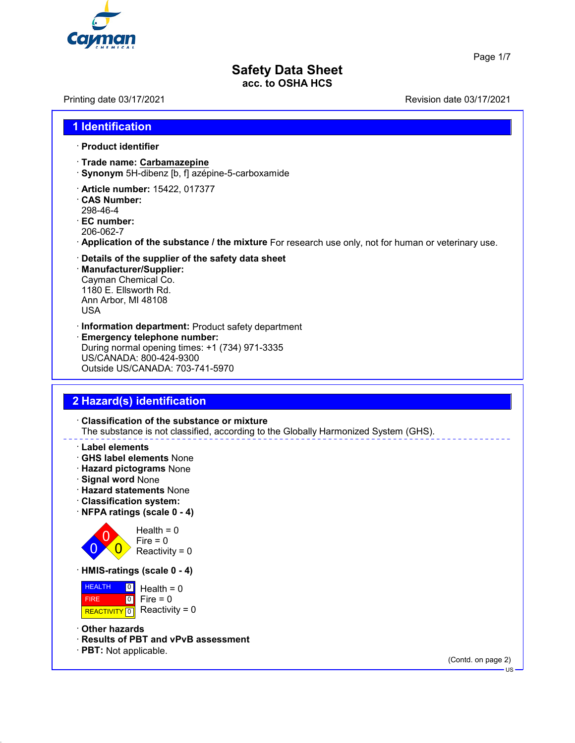# Safety Data Sheet
**acc. to OSHA HCS**

Printing date 03/17/2021 Revision date 03/17/2021

## 1 Identification

· **Product identifier**

· **Trade name: Carbamazepine**
· **Synonym** 5H-dibenz [b, f] azépine-5-carboxamide

· **Article number:** 15422, 017377
· **CAS Number:**
298-46-4
· **EC number:**
206-062-7
· **Application of the substance / the mixture** For research use only, not for human or veterinary use.

· **Details of the supplier of the safety data sheet**
· **Manufacturer/Supplier:**
Cayman Chemical Co.
1180 E. Ellsworth Rd.
Ann Arbor, MI 48108
USA

· **Information department:** Product safety department
· **Emergency telephone number:**
During normal opening times: +1 (734) 971-3335
US/CANADA: 800-424-9300
Outside US/CANADA: 703-741-5970

## 2 Hazard(s) identification

· **Classification of the substance or mixture**
The substance is not classified, according to the Globally Harmonized System (GHS).

· **Label elements**
· **GHS label elements** None
· **Hazard pictograms** None
· **Signal word** None
· **Hazard statements** None
· **Classification system:**
· **NFPA ratings (scale 0 - 4)**

Health = 0
Fire = 0
Reactivity = 0

· **HMIS-ratings (scale 0 - 4)**

| HEALTH | 0 |
|---|---|
| FIRE | 0 |
| REACTIVITY | 0 |

Health = 0
Fire = 0
Reactivity = 0

· **Other hazards**
· **Results of PBT and vPvB assessment**
· **PBT:** Not applicable.

(Contd. on page 2)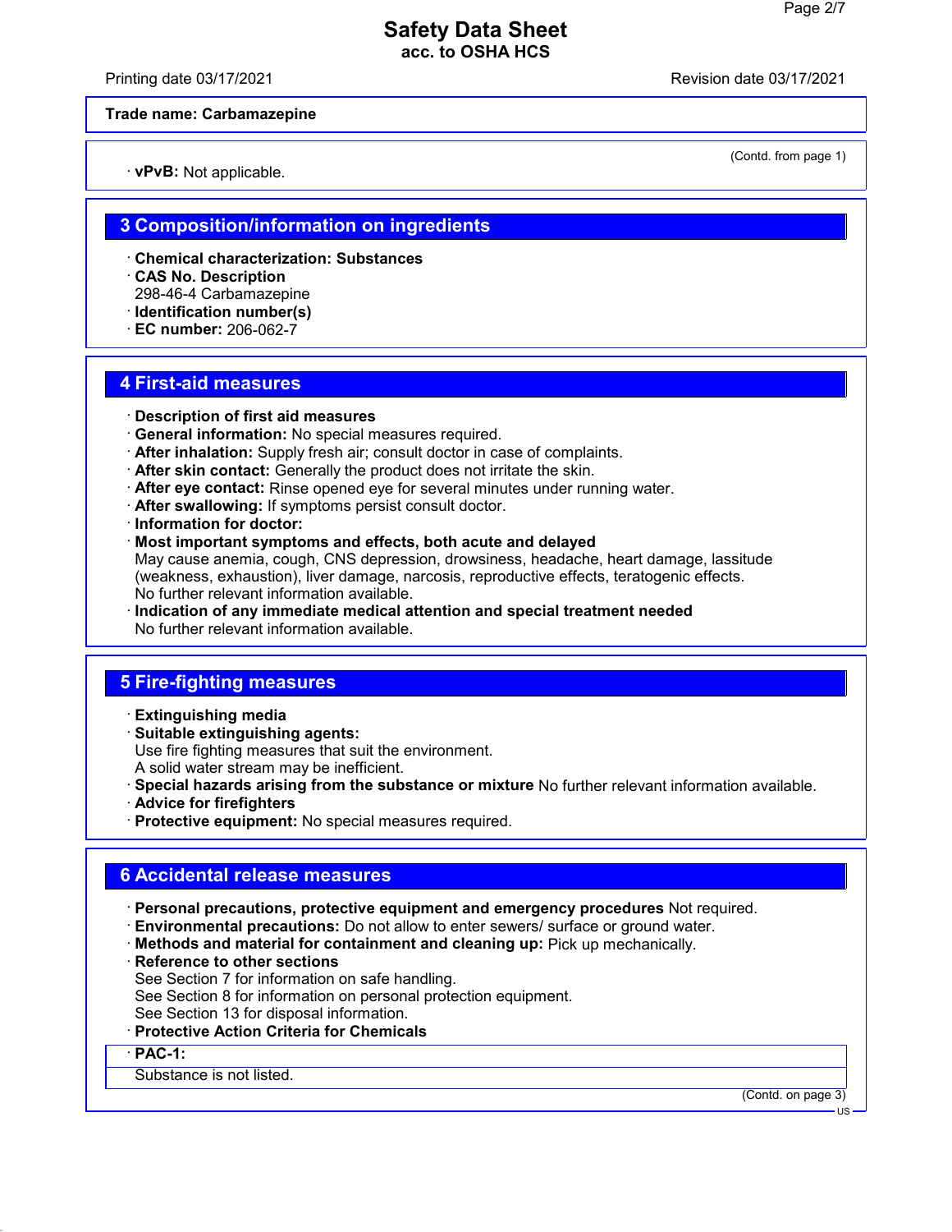**Trade name: Carbamazepine**

(Contd. from page 1)

· **vPvB:** Not applicable.

## 3 Composition/information on ingredients

· **Chemical characterization: Substances**
· **CAS No. Description**
298-46-4 Carbamazepine
· **Identification number(s)**
· **EC number:** 206-062-7

## 4 First-aid measures

· **Description of first aid measures**
· **General information:** No special measures required.
· **After inhalation:** Supply fresh air; consult doctor in case of complaints.
· **After skin contact:** Generally the product does not irritate the skin.
· **After eye contact:** Rinse opened eye for several minutes under running water.
· **After swallowing:** If symptoms persist consult doctor.
· **Information for doctor:**
· **Most important symptoms and effects, both acute and delayed**
May cause anemia, cough, CNS depression, drowsiness, headache, heart damage, lassitude (weakness, exhaustion), liver damage, narcosis, reproductive effects, teratogenic effects.
No further relevant information available.
· **Indication of any immediate medical attention and special treatment needed**
No further relevant information available.

## 5 Fire-fighting measures

· **Extinguishing media**
· **Suitable extinguishing agents:**
Use fire fighting measures that suit the environment.
A solid water stream may be inefficient.
· **Special hazards arising from the substance or mixture** No further relevant information available.
· **Advice for firefighters**
· **Protective equipment:** No special measures required.

## 6 Accidental release measures

· **Personal precautions, protective equipment and emergency procedures** Not required.
· **Environmental precautions:** Do not allow to enter sewers/ surface or ground water.
· **Methods and material for containment and cleaning up:** Pick up mechanically.
· **Reference to other sections**
See Section 7 for information on safe handling.
See Section 8 for information on personal protection equipment.
See Section 13 for disposal information.
· **Protective Action Criteria for Chemicals**

· **PAC-1:**

Substance is not listed.

(Contd. on page 3)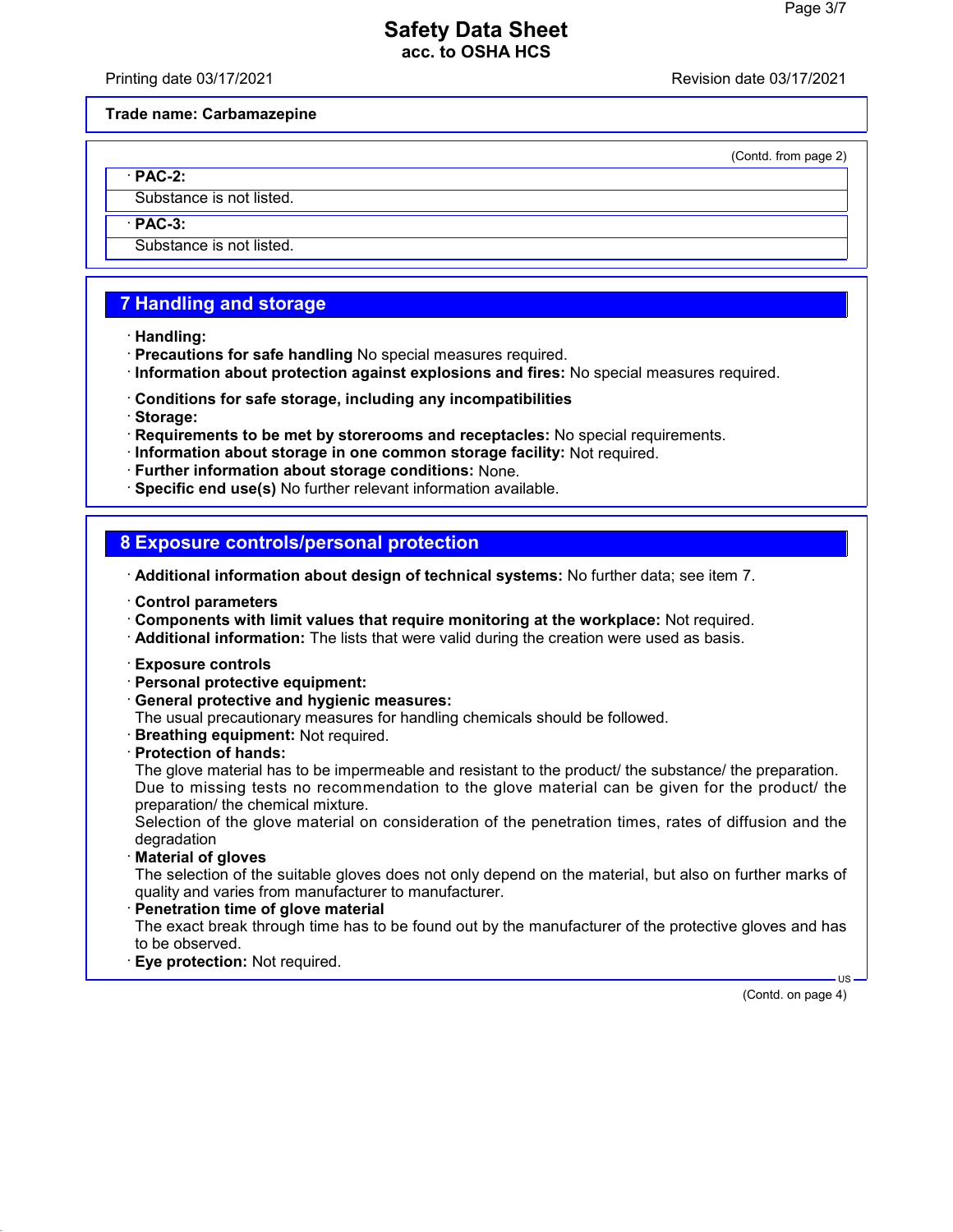**Trade name: Carbamazepine**

(Contd. from page 2)

· **PAC-2:**

Substance is not listed.

· **PAC-3:**

Substance is not listed.

## 7 Handling and storage

· **Handling:**
· **Precautions for safe handling** No special measures required.
· **Information about protection against explosions and fires:** No special measures required.

· **Conditions for safe storage, including any incompatibilities**
· **Storage:**
· **Requirements to be met by storerooms and receptacles:** No special requirements.
· **Information about storage in one common storage facility:** Not required.
· **Further information about storage conditions:** None.
· **Specific end use(s)** No further relevant information available.

## 8 Exposure controls/personal protection

· **Additional information about design of technical systems:** No further data; see item 7.

· **Control parameters**
· **Components with limit values that require monitoring at the workplace:** Not required.
· **Additional information:** The lists that were valid during the creation were used as basis.

· **Exposure controls**
· **Personal protective equipment:**
· **General protective and hygienic measures:**
The usual precautionary measures for handling chemicals should be followed.
· **Breathing equipment:** Not required.
· **Protection of hands:**
The glove material has to be impermeable and resistant to the product/ the substance/ the preparation.
Due to missing tests no recommendation to the glove material can be given for the product/ the preparation/ the chemical mixture.
Selection of the glove material on consideration of the penetration times, rates of diffusion and the degradation
· **Material of gloves**
The selection of the suitable gloves does not only depend on the material, but also on further marks of quality and varies from manufacturer to manufacturer.
· **Penetration time of glove material**
The exact break through time has to be found out by the manufacturer of the protective gloves and has to be observed.
· **Eye protection:** Not required.

(Contd. on page 4)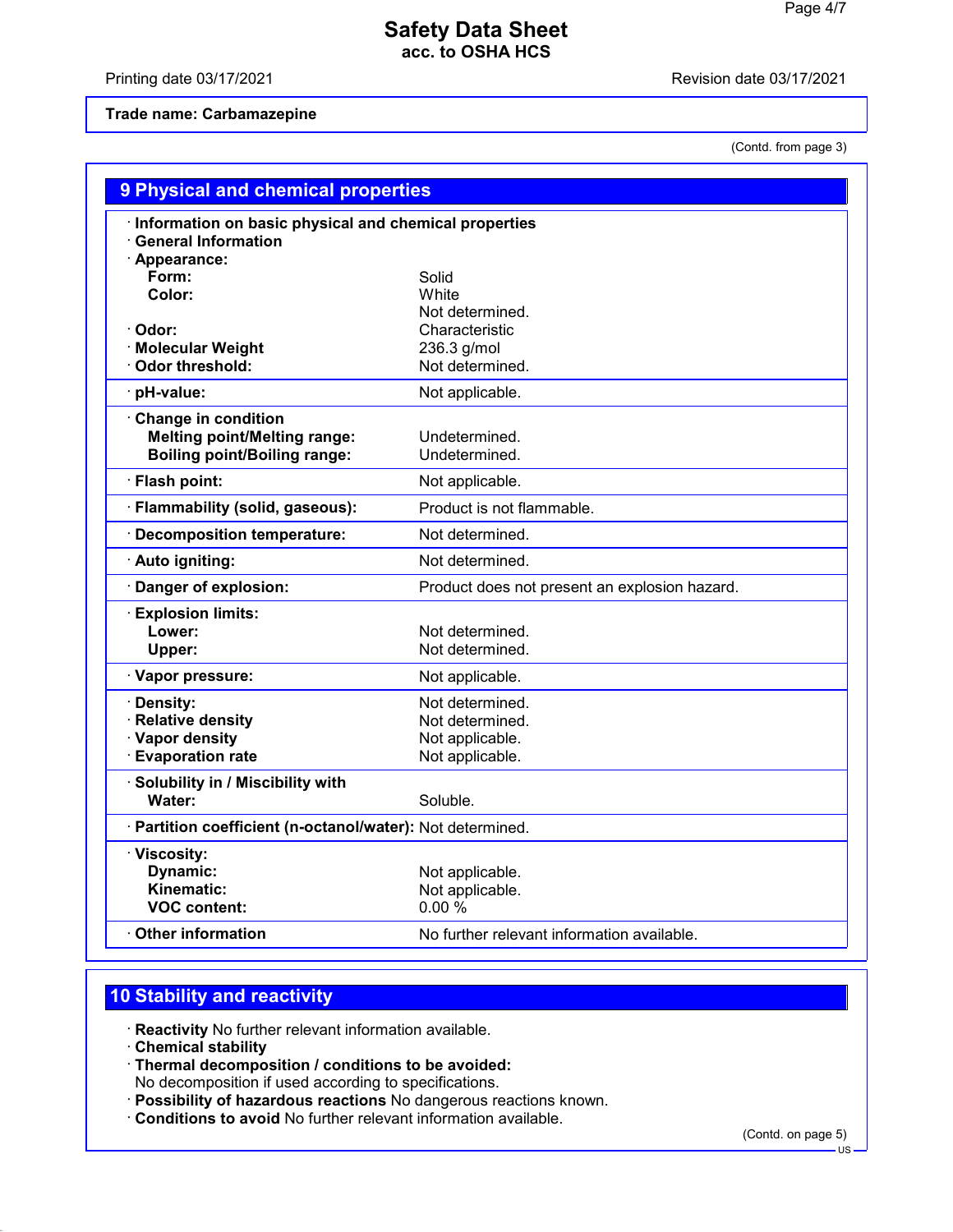# Safety Data Sheet
**acc. to OSHA HCS**

Printing date 03/17/2021 Revision date 03/17/2021

**Trade name: Carbamazepine**

(Contd. from page 3)

## 9 Physical and chemical properties

· **Information on basic physical and chemical properties**
· **General Information**
· **Appearance:**

| | |
|---|---|
| **Form:** | Solid |
| **Color:** | White<br>Not determined. |
| · **Odor:** | Characteristic |
| · **Molecular Weight** | 236.3 g/mol |
| · **Odor threshold:** | Not determined. |
| · **pH-value:** | Not applicable. |
| · **Change in condition** | |
| **Melting point/Melting range:** | Undetermined. |
| **Boiling point/Boiling range:** | Undetermined. |
| · **Flash point:** | Not applicable. |
| · **Flammability (solid, gaseous):** | Product is not flammable. |
| · **Decomposition temperature:** | Not determined. |
| · **Auto igniting:** | Not determined. |
| · **Danger of explosion:** | Product does not present an explosion hazard. |
| · **Explosion limits:** | |
| **Lower:** | Not determined. |
| **Upper:** | Not determined. |
| · **Vapor pressure:** | Not applicable. |
| · **Density:** | Not determined. |
| · **Relative density** | Not determined. |
| · **Vapor density** | Not applicable. |
| · **Evaporation rate** | Not applicable. |
| · **Solubility in / Miscibility with** | |
| **Water:** | Soluble. |
| · **Partition coefficient (n-octanol/water):** | Not determined. |
| · **Viscosity:** | |
| **Dynamic:** | Not applicable. |
| **Kinematic:** | Not applicable. |
| **VOC content:** | 0.00 % |
| · **Other information** | No further relevant information available. |

## 10 Stability and reactivity

· **Reactivity** No further relevant information available.
· **Chemical stability**
· **Thermal decomposition / conditions to be avoided:**
No decomposition if used according to specifications.
· **Possibility of hazardous reactions** No dangerous reactions known.
· **Conditions to avoid** No further relevant information available.

(Contd. on page 5)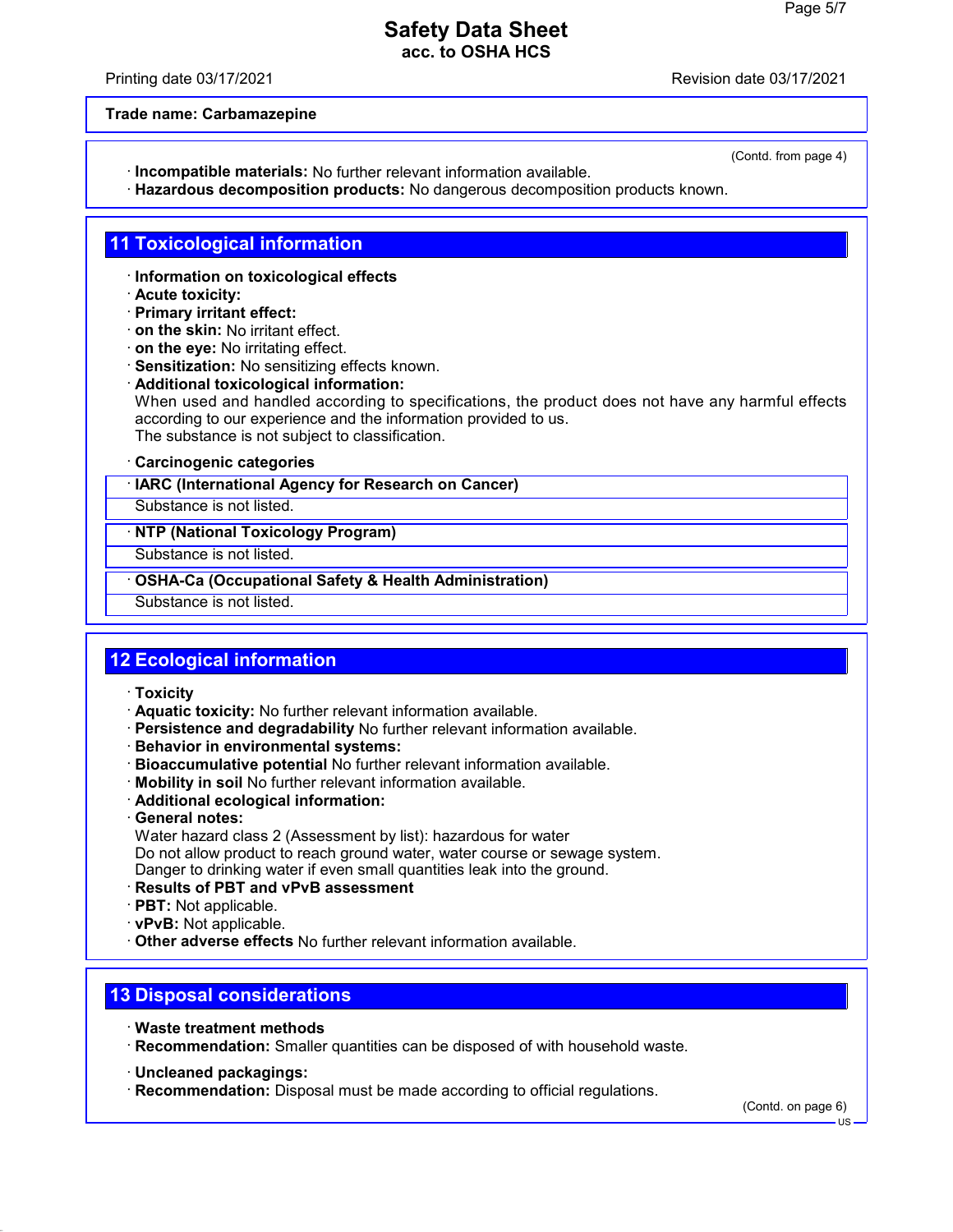Trade name: Carbamazepine

(Contd. from page 4)

· **Incompatible materials:** No further relevant information available.
· **Hazardous decomposition products:** No dangerous decomposition products known.

## 11 Toxicological information

· **Information on toxicological effects**
· **Acute toxicity:**
· **Primary irritant effect:**
· **on the skin:** No irritant effect.
· **on the eye:** No irritating effect.
· **Sensitization:** No sensitizing effects known.
· **Additional toxicological information:**
When used and handled according to specifications, the product does not have any harmful effects according to our experience and the information provided to us.
The substance is not subject to classification.

· **Carcinogenic categories**

· **IARC (International Agency for Research on Cancer)**
Substance is not listed.

· **NTP (National Toxicology Program)**
Substance is not listed.

· **OSHA-Ca (Occupational Safety & Health Administration)**
Substance is not listed.

## 12 Ecological information

· **Toxicity**
· **Aquatic toxicity:** No further relevant information available.
· **Persistence and degradability** No further relevant information available.
· **Behavior in environmental systems:**
· **Bioaccumulative potential** No further relevant information available.
· **Mobility in soil** No further relevant information available.
· **Additional ecological information:**
· **General notes:**
Water hazard class 2 (Assessment by list): hazardous for water
Do not allow product to reach ground water, water course or sewage system.
Danger to drinking water if even small quantities leak into the ground.
· **Results of PBT and vPvB assessment**
· **PBT:** Not applicable.
· **vPvB:** Not applicable.
· **Other adverse effects** No further relevant information available.

## 13 Disposal considerations

· **Waste treatment methods**
· **Recommendation:** Smaller quantities can be disposed of with household waste.

· **Uncleaned packagings:**
· **Recommendation:** Disposal must be made according to official regulations.

(Contd. on page 6)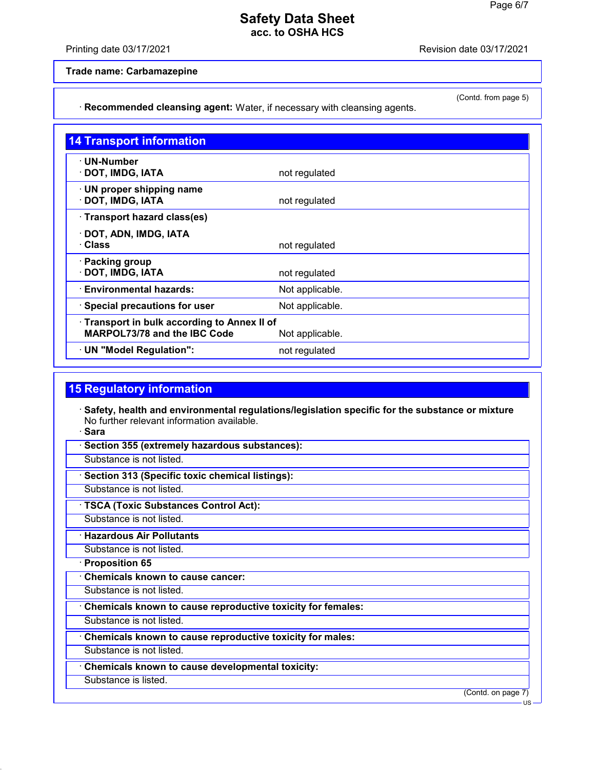Trade name: Carbamazepine

(Contd. from page 5)

· **Recommended cleansing agent:** Water, if necessary with cleansing agents.

## 14 Transport information

| | |
|---|---|
| · **UN-Number**<br>· **DOT, IMDG, IATA** | not regulated |
| · **UN proper shipping name**<br>· **DOT, IMDG, IATA** | not regulated |
| · **Transport hazard class(es)**<br>· **DOT, ADN, IMDG, IATA**<br>· **Class** | not regulated |
| · **Packing group**<br>· **DOT, IMDG, IATA** | not regulated |
| · **Environmental hazards:** | Not applicable. |
| · **Special precautions for user** | Not applicable. |
| · **Transport in bulk according to Annex II of MARPOL73/78 and the IBC Code** | Not applicable. |
| · **UN "Model Regulation":** | not regulated |

## 15 Regulatory information

· **Safety, health and environmental regulations/legislation specific for the substance or mixture**
No further relevant information available.

· **Sara**

· **Section 355 (extremely hazardous substances):**
Substance is not listed.

· **Section 313 (Specific toxic chemical listings):**
Substance is not listed.

· **TSCA (Toxic Substances Control Act):**
Substance is not listed.

· **Hazardous Air Pollutants**
Substance is not listed.

· **Proposition 65**

· **Chemicals known to cause cancer:**
Substance is not listed.

· **Chemicals known to cause reproductive toxicity for females:**
Substance is not listed.

· **Chemicals known to cause reproductive toxicity for males:**
Substance is not listed.

· **Chemicals known to cause developmental toxicity:**
Substance is listed.

(Contd. on page 7)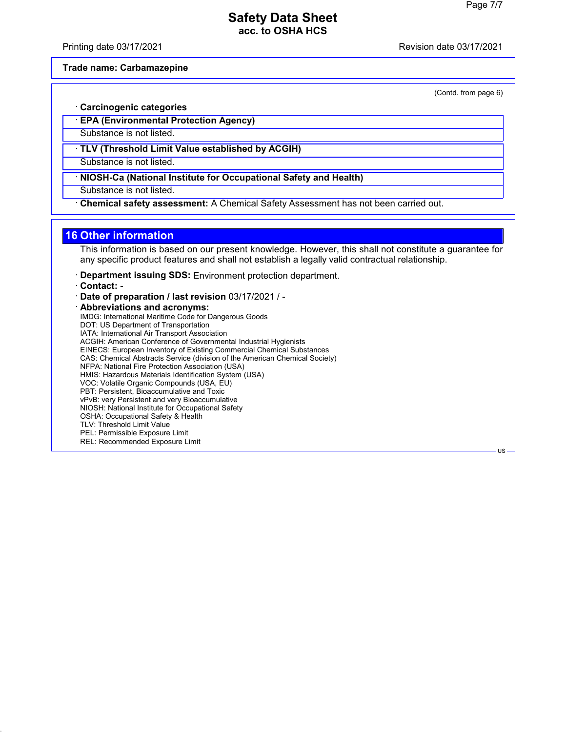**Trade name: Carbamazepine**

(Contd. from page 6)

· **Carcinogenic categories**

· **EPA (Environmental Protection Agency)**

Substance is not listed.

· **TLV (Threshold Limit Value established by ACGIH)**

Substance is not listed.

· **NIOSH-Ca (National Institute for Occupational Safety and Health)**

Substance is not listed.

· **Chemical safety assessment:** A Chemical Safety Assessment has not been carried out.

## 16 Other information

This information is based on our present knowledge. However, this shall not constitute a guarantee for any specific product features and shall not establish a legally valid contractual relationship.

· **Department issuing SDS:** Environment protection department.
· **Contact:** -
· **Date of preparation / last revision** 03/17/2021 / -
· **Abbreviations and acronyms:**

IMDG: International Maritime Code for Dangerous Goods
DOT: US Department of Transportation
IATA: International Air Transport Association
ACGIH: American Conference of Governmental Industrial Hygienists
EINECS: European Inventory of Existing Commercial Chemical Substances
CAS: Chemical Abstracts Service (division of the American Chemical Society)
NFPA: National Fire Protection Association (USA)
HMIS: Hazardous Materials Identification System (USA)
VOC: Volatile Organic Compounds (USA, EU)
PBT: Persistent, Bioaccumulative and Toxic
vPvB: very Persistent and very Bioaccumulative
NIOSH: National Institute for Occupational Safety
OSHA: Occupational Safety & Health
TLV: Threshold Limit Value
PEL: Permissible Exposure Limit
REL: Recommended Exposure Limit